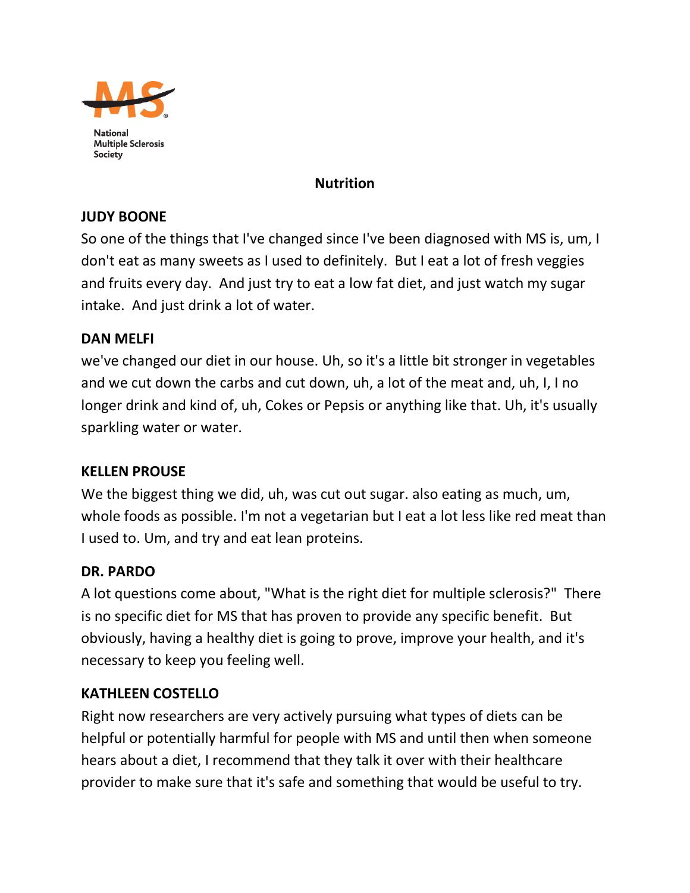National Multiple Sclerosis Society

# Nutrition

**JUDY BOONE**

So one of the things that I've changed since I've been diagnosed with MS is, um, I don't eat as many sweets as I used to definitely.  But I eat a lot of fresh veggies and fruits every day.  And just try to eat a low fat diet, and just watch my sugar intake.  And just drink a lot of water.

**DAN MELFI**

we've changed our diet in our house. Uh, so it's a little bit stronger in vegetables and we cut down the carbs and cut down, uh, a lot of the meat and, uh, I, I no longer drink and kind of, uh, Cokes or Pepsis or anything like that. Uh, it's usually sparkling water or water.

**KELLEN PROUSE**

We the biggest thing we did, uh, was cut out sugar. also eating as much, um, whole foods as possible. I'm not a vegetarian but I eat a lot less like red meat than I used to. Um, and try and eat lean proteins.

**DR. PARDO**

A lot questions come about, "What is the right diet for multiple sclerosis?"  There is no specific diet for MS that has proven to provide any specific benefit.  But obviously, having a healthy diet is going to prove, improve your health, and it's necessary to keep you feeling well.

**KATHLEEN COSTELLO**

Right now researchers are very actively pursuing what types of diets can be helpful or potentially harmful for people with MS and until then when someone hears about a diet, I recommend that they talk it over with their healthcare provider to make sure that it's safe and something that would be useful to try.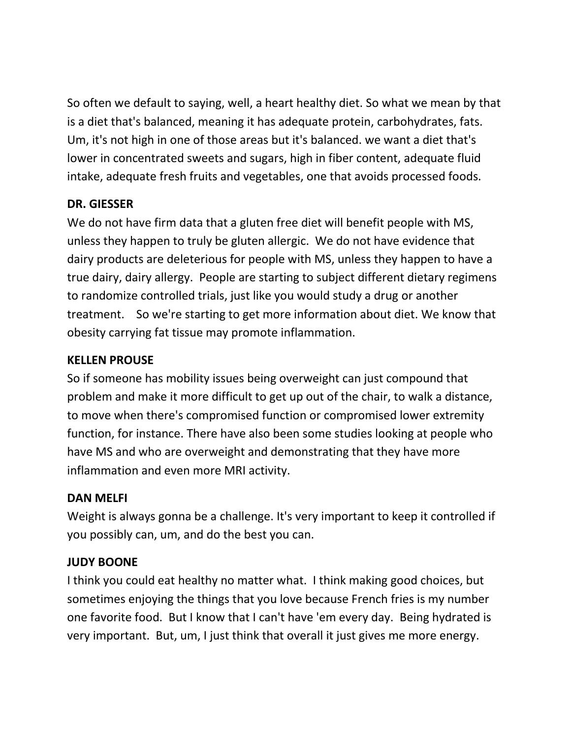So often we default to saying, well, a heart healthy diet. So what we mean by that is a diet that's balanced, meaning it has adequate protein, carbohydrates, fats. Um, it's not high in one of those areas but it's balanced. we want a diet that's lower in concentrated sweets and sugars, high in fiber content, adequate fluid intake, adequate fresh fruits and vegetables, one that avoids processed foods.

**DR. GIESSER**

We do not have firm data that a gluten free diet will benefit people with MS, unless they happen to truly be gluten allergic. We do not have evidence that dairy products are deleterious for people with MS, unless they happen to have a true dairy, dairy allergy. People are starting to subject different dietary regimens to randomize controlled trials, just like you would study a drug or another treatment. So we're starting to get more information about diet. We know that obesity carrying fat tissue may promote inflammation.

**KELLEN PROUSE**

So if someone has mobility issues being overweight can just compound that problem and make it more difficult to get up out of the chair, to walk a distance, to move when there's compromised function or compromised lower extremity function, for instance. There have also been some studies looking at people who have MS and who are overweight and demonstrating that they have more inflammation and even more MRI activity.

**DAN MELFI**

Weight is always gonna be a challenge. It's very important to keep it controlled if you possibly can, um, and do the best you can.

**JUDY BOONE**

I think you could eat healthy no matter what. I think making good choices, but sometimes enjoying the things that you love because French fries is my number one favorite food. But I know that I can't have 'em every day. Being hydrated is very important. But, um, I just think that overall it just gives me more energy.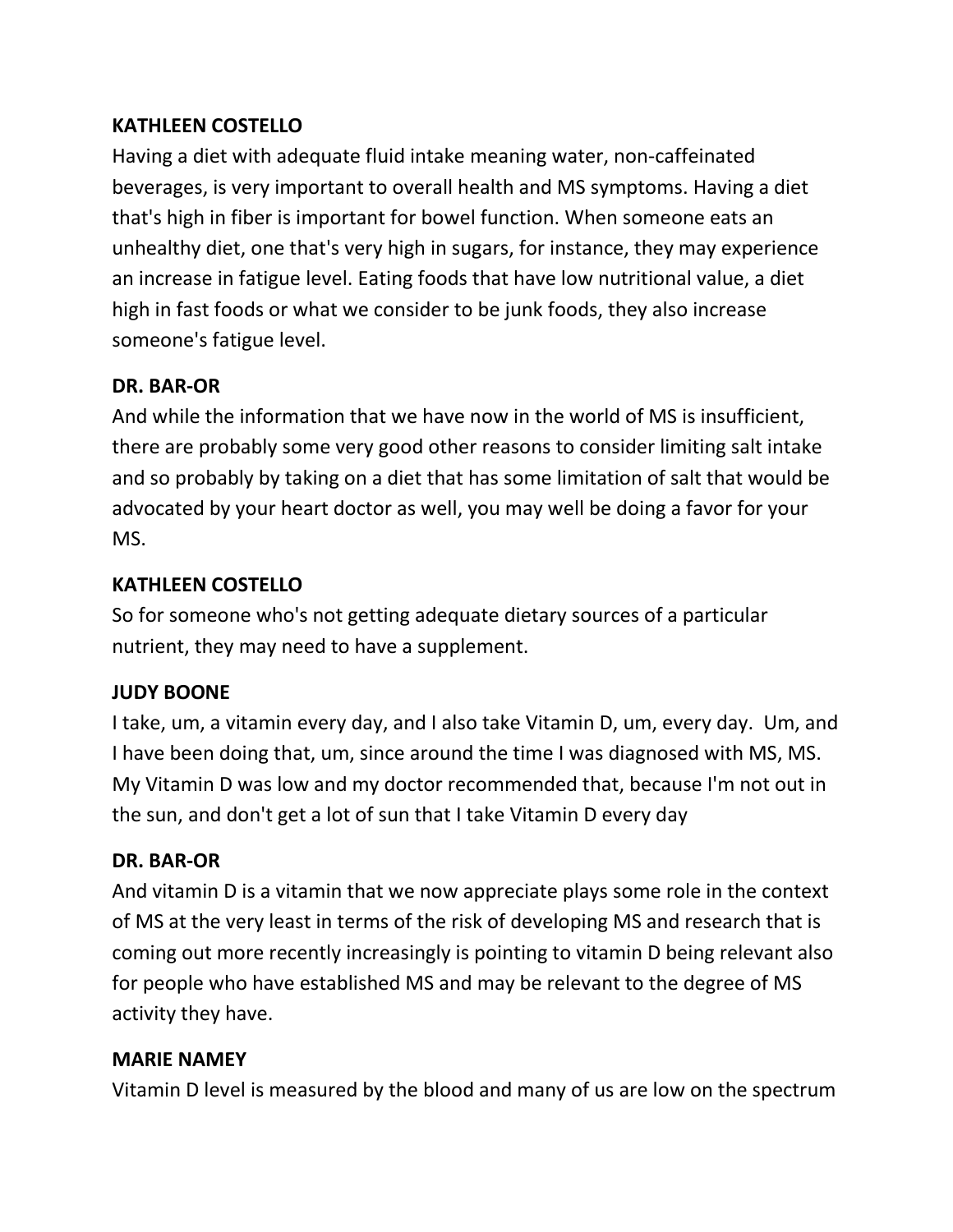**KATHLEEN COSTELLO**

Having a diet with adequate fluid intake meaning water, non-caffeinated beverages, is very important to overall health and MS symptoms. Having a diet that's high in fiber is important for bowel function. When someone eats an unhealthy diet, one that's very high in sugars, for instance, they may experience an increase in fatigue level. Eating foods that have low nutritional value, a diet high in fast foods or what we consider to be junk foods, they also increase someone's fatigue level.

**DR. BAR-OR**

And while the information that we have now in the world of MS is insufficient, there are probably some very good other reasons to consider limiting salt intake and so probably by taking on a diet that has some limitation of salt that would be advocated by your heart doctor as well, you may well be doing a favor for your MS.

**KATHLEEN COSTELLO**

So for someone who's not getting adequate dietary sources of a particular nutrient, they may need to have a supplement.

**JUDY BOONE**

I take, um, a vitamin every day, and I also take Vitamin D, um, every day. Um, and I have been doing that, um, since around the time I was diagnosed with MS, MS. My Vitamin D was low and my doctor recommended that, because I'm not out in the sun, and don't get a lot of sun that I take Vitamin D every day

**DR. BAR-OR**

And vitamin D is a vitamin that we now appreciate plays some role in the context of MS at the very least in terms of the risk of developing MS and research that is coming out more recently increasingly is pointing to vitamin D being relevant also for people who have established MS and may be relevant to the degree of MS activity they have.

**MARIE NAMEY**

Vitamin D level is measured by the blood and many of us are low on the spectrum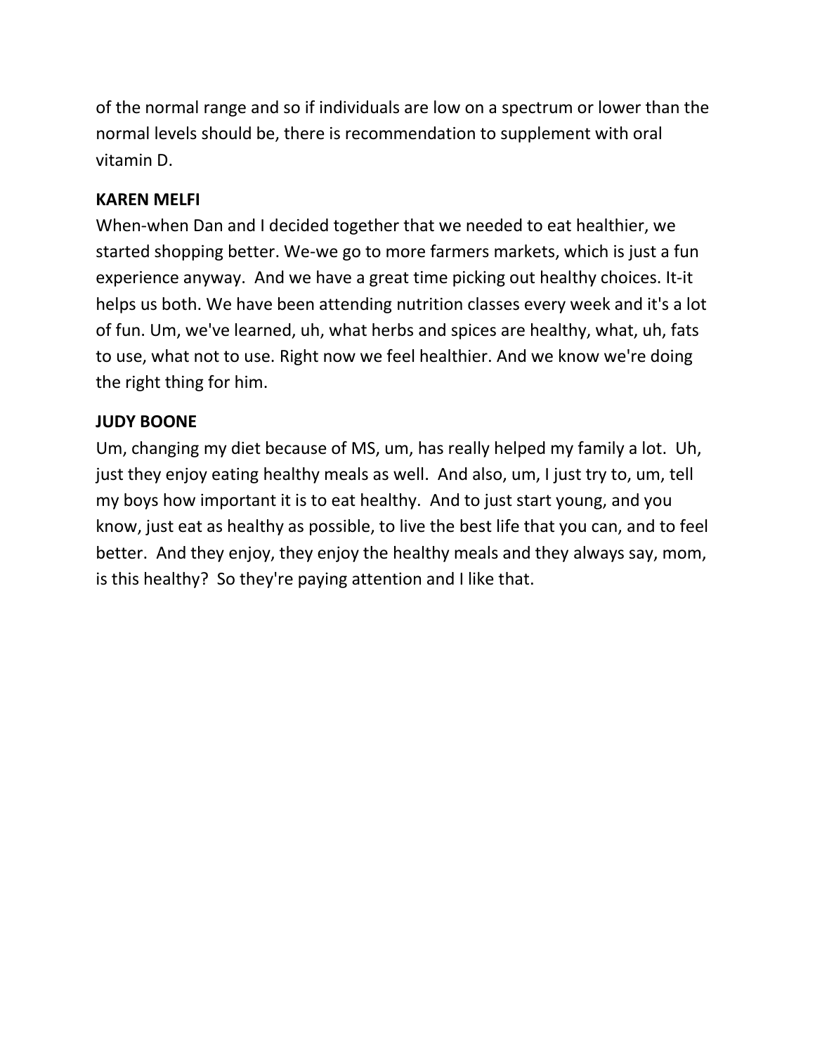of the normal range and so if individuals are low on a spectrum or lower than the normal levels should be, there is recommendation to supplement with oral vitamin D.

**KAREN MELFI**

When-when Dan and I decided together that we needed to eat healthier, we started shopping better. We-we go to more farmers markets, which is just a fun experience anyway. And we have a great time picking out healthy choices. It-it helps us both. We have been attending nutrition classes every week and it's a lot of fun. Um, we've learned, uh, what herbs and spices are healthy, what, uh, fats to use, what not to use. Right now we feel healthier. And we know we're doing the right thing for him.

**JUDY BOONE**

Um, changing my diet because of MS, um, has really helped my family a lot. Uh, just they enjoy eating healthy meals as well. And also, um, I just try to, um, tell my boys how important it is to eat healthy. And to just start young, and you know, just eat as healthy as possible, to live the best life that you can, and to feel better. And they enjoy, they enjoy the healthy meals and they always say, mom, is this healthy? So they're paying attention and I like that.